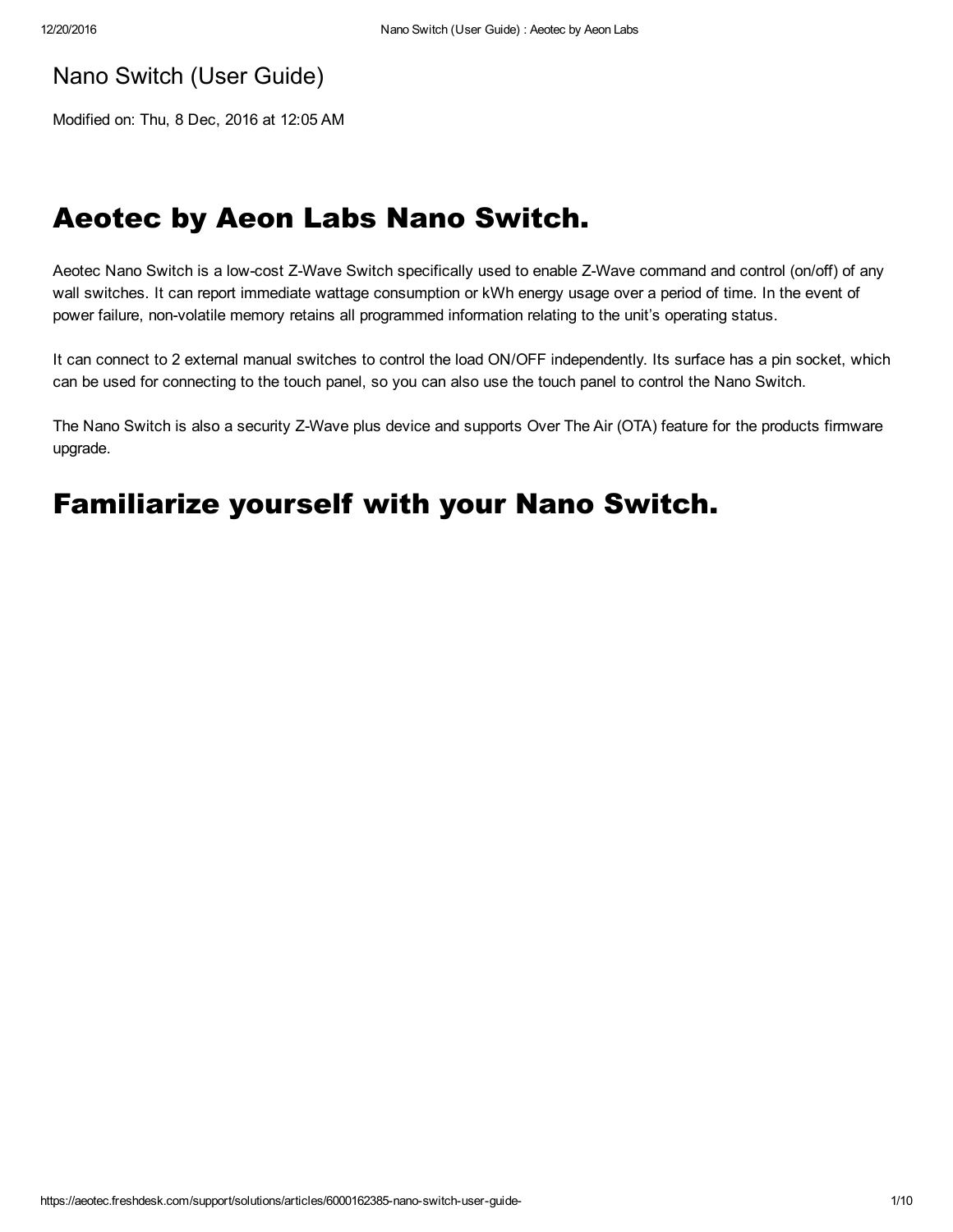Nano Switch (User Guide)

Modified on: Thu, 8 Dec, 2016 at 12:05 AM

# Aeotec by Aeon Labs Nano Switch.

Aeotec Nano Switch is a low-cost Z-Wave Switch specifically used to enable Z-Wave command and control (on/off) of any wall switches. It can report immediate wattage consumption or kWh energy usage over a period of time. In the event of power failure, non-volatile memory retains all programmed information relating to the unit's operating status.

It can connect to 2 external manual switches to control the load ON/OFF independently. Its surface has a pin socket, which can be used for connecting to the touch panel, so you can also use the touch panel to control the Nano Switch.

The Nano Switch is also a security Z-Wave plus device and supports Over The Air (OTA) feature for the products firmware upgrade.

# Familiarize yourself with your Nano Switch.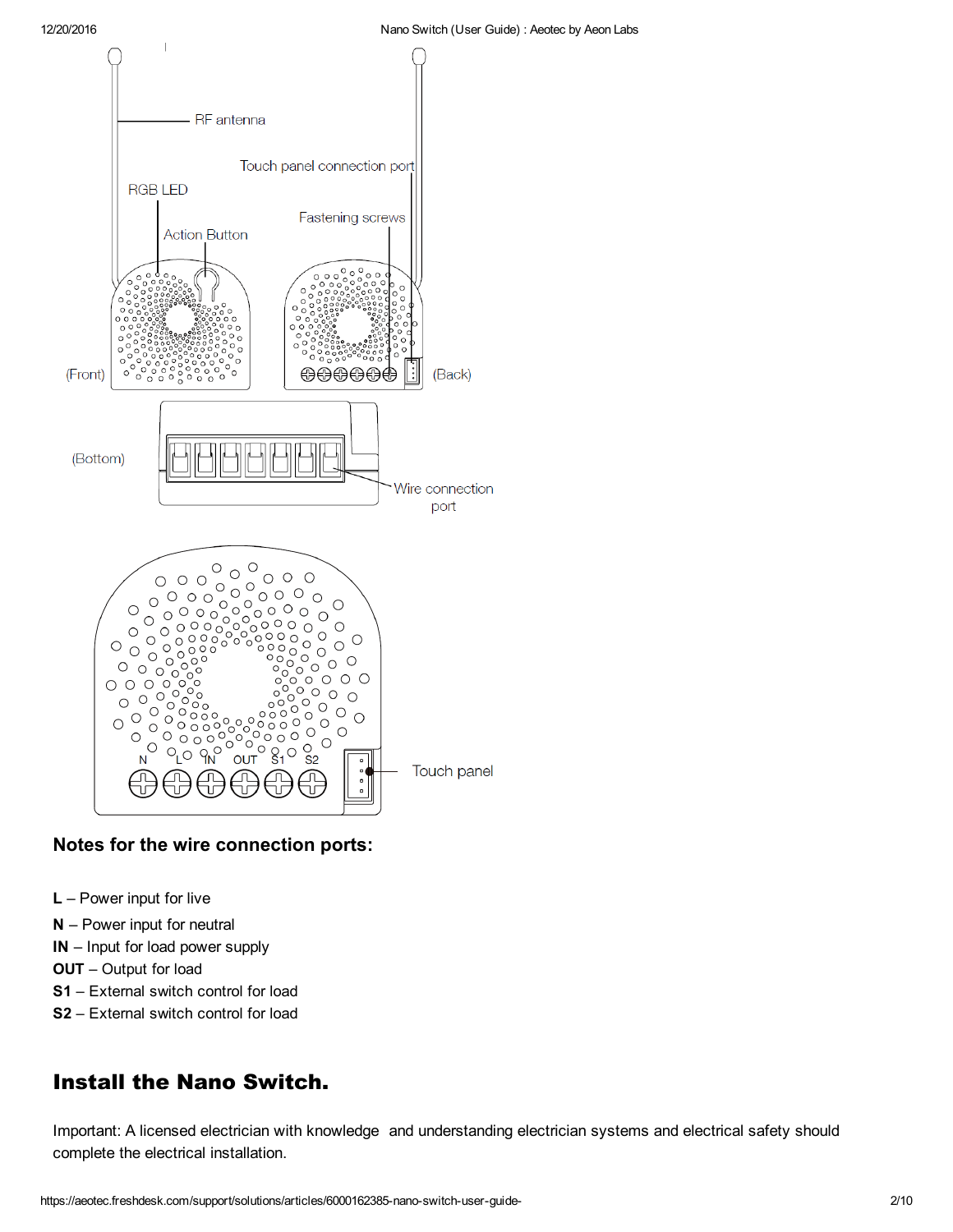## Notes for the wire connection ports:

**L** – Power input for live

**N** – Power input for neutral

**IN** – Input for load power supply

**OUT** – Output for load

**S1** – External switch control for load

**S2** – External switch control for load

# Install the Nano Switch.

Important: A licensed electrician with knowledge  and understanding electrician systems and electrical safety should complete the electrical installation.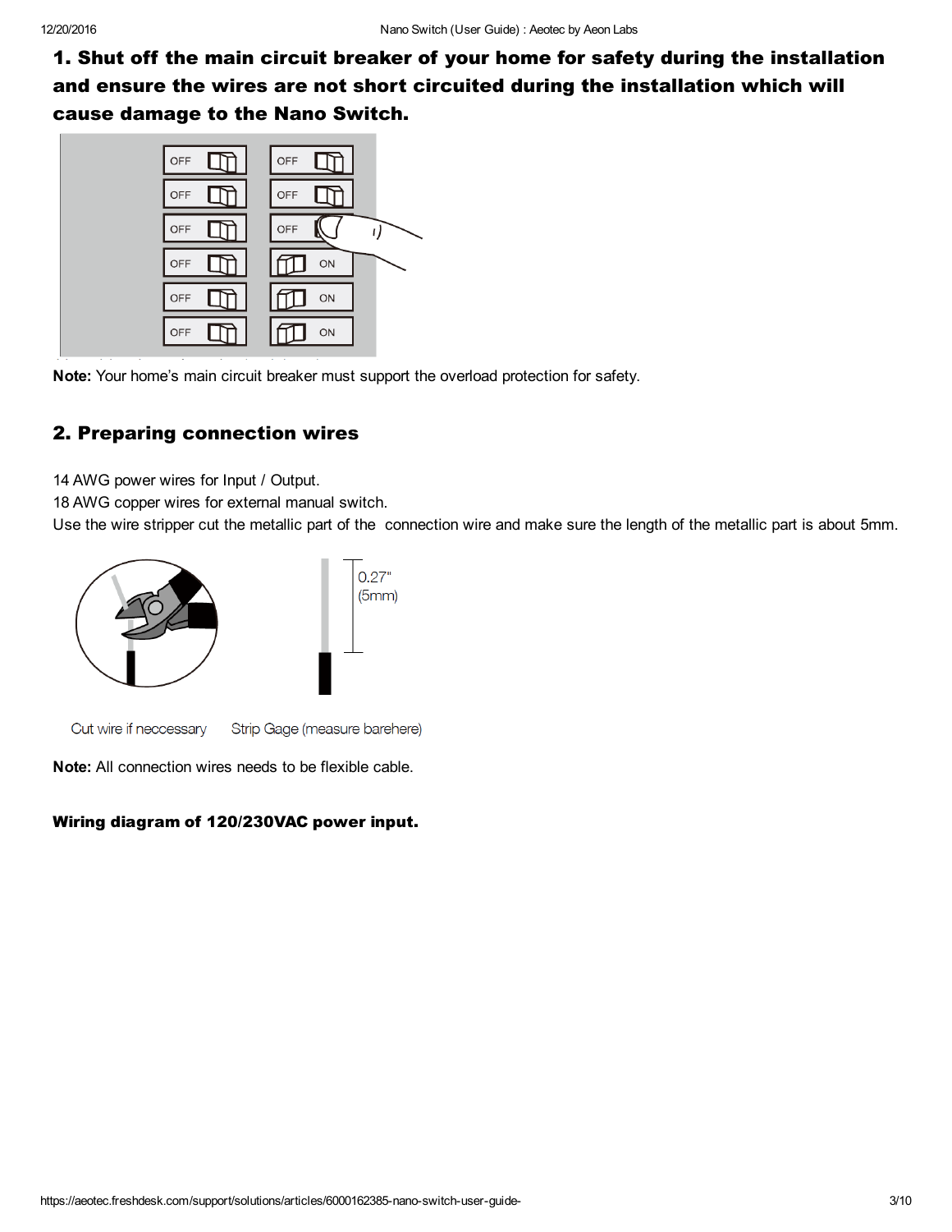## 1. Shut off the main circuit breaker of your home for safety during the installation and ensure the wires are not short circuited during the installation which will cause damage to the Nano Switch.

**Note:** Your home's main circuit breaker must support the overload protection for safety.

## 2. Preparing connection wires

14 AWG power wires for Input / Output.
18 AWG copper wires for external manual switch.
Use the wire stripper cut the metallic part of the connection wire and make sure the length of the metallic part is about 5mm.

0.27" (5mm)

Cut wire if neccessary    Strip Gage (measure barehere)

**Note:** All connection wires needs to be flexible cable.

**Wiring diagram of 120/230VAC power input.**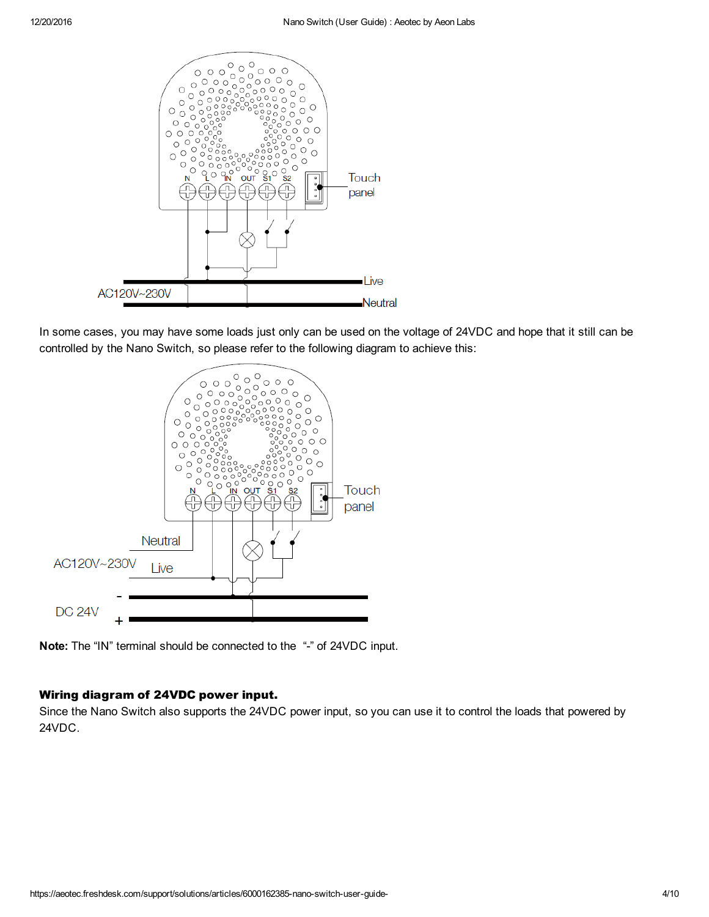In some cases, you may have some loads just only can be used on the voltage of 24VDC and hope that it still can be controlled by the Nano Switch, so please refer to the following diagram to achieve this:

**Note:** The “IN” terminal should be connected to the “-” of 24VDC input.

### Wiring diagram of 24VDC power input.

Since the Nano Switch also supports the 24VDC power input, so you can use it to control the loads that powered by 24VDC.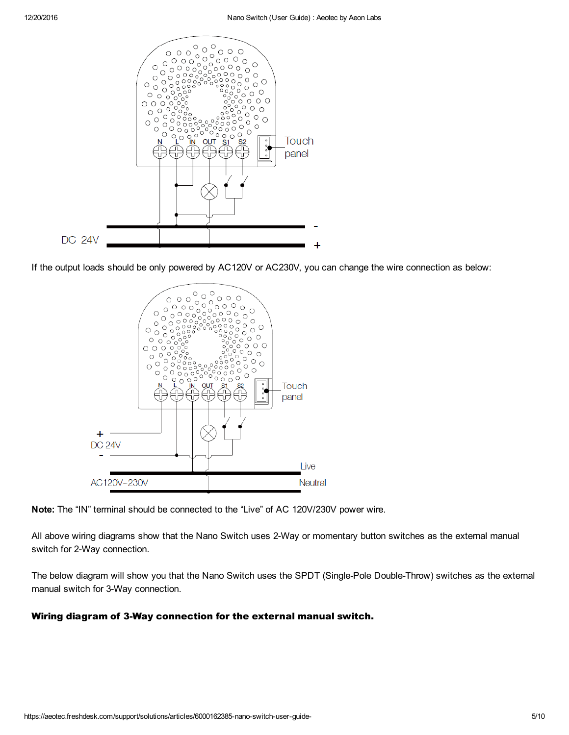If the output loads should be only powered by AC120V or AC230V, you can change the wire connection as below:

**Note:** The “IN” terminal should be connected to the “Live” of AC 120V/230V power wire.

All above wiring diagrams show that the Nano Switch uses 2-Way or momentary button switches as the external manual switch for 2-Way connection.

The below diagram will show you that the Nano Switch uses the SPDT (Single-Pole Double-Throw) switches as the external manual switch for 3-Way connection.

### Wiring diagram of 3-Way connection for the external manual switch.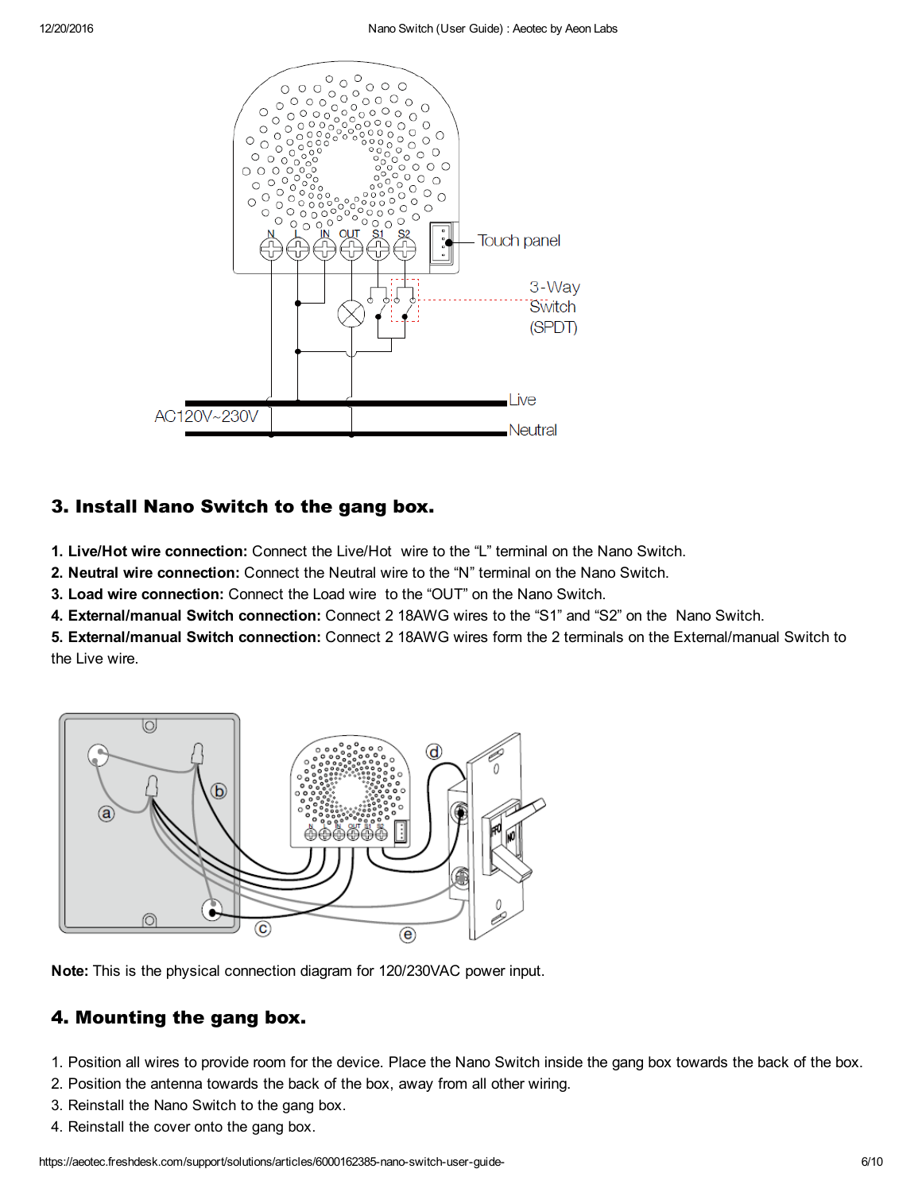## 3. Install Nano Switch to the gang box.

1. **Live/Hot wire connection:** Connect the Live/Hot wire to the “L” terminal on the Nano Switch.
2. **Neutral wire connection:** Connect the Neutral wire to the “N” terminal on the Nano Switch.
3. **Load wire connection:** Connect the Load wire to the “OUT” on the Nano Switch.
4. **External/manual Switch connection:** Connect 2 18AWG wires to the “S1” and “S2” on the Nano Switch.
5. **External/manual Switch connection:** Connect 2 18AWG wires form the 2 terminals on the External/manual Switch to the Live wire.

**Note:** This is the physical connection diagram for 120/230VAC power input.

## 4. Mounting the gang box.

1. Position all wires to provide room for the device. Place the Nano Switch inside the gang box towards the back of the box.
2. Position the antenna towards the back of the box, away from all other wiring.
3. Reinstall the Nano Switch to the gang box.
4. Reinstall the cover onto the gang box.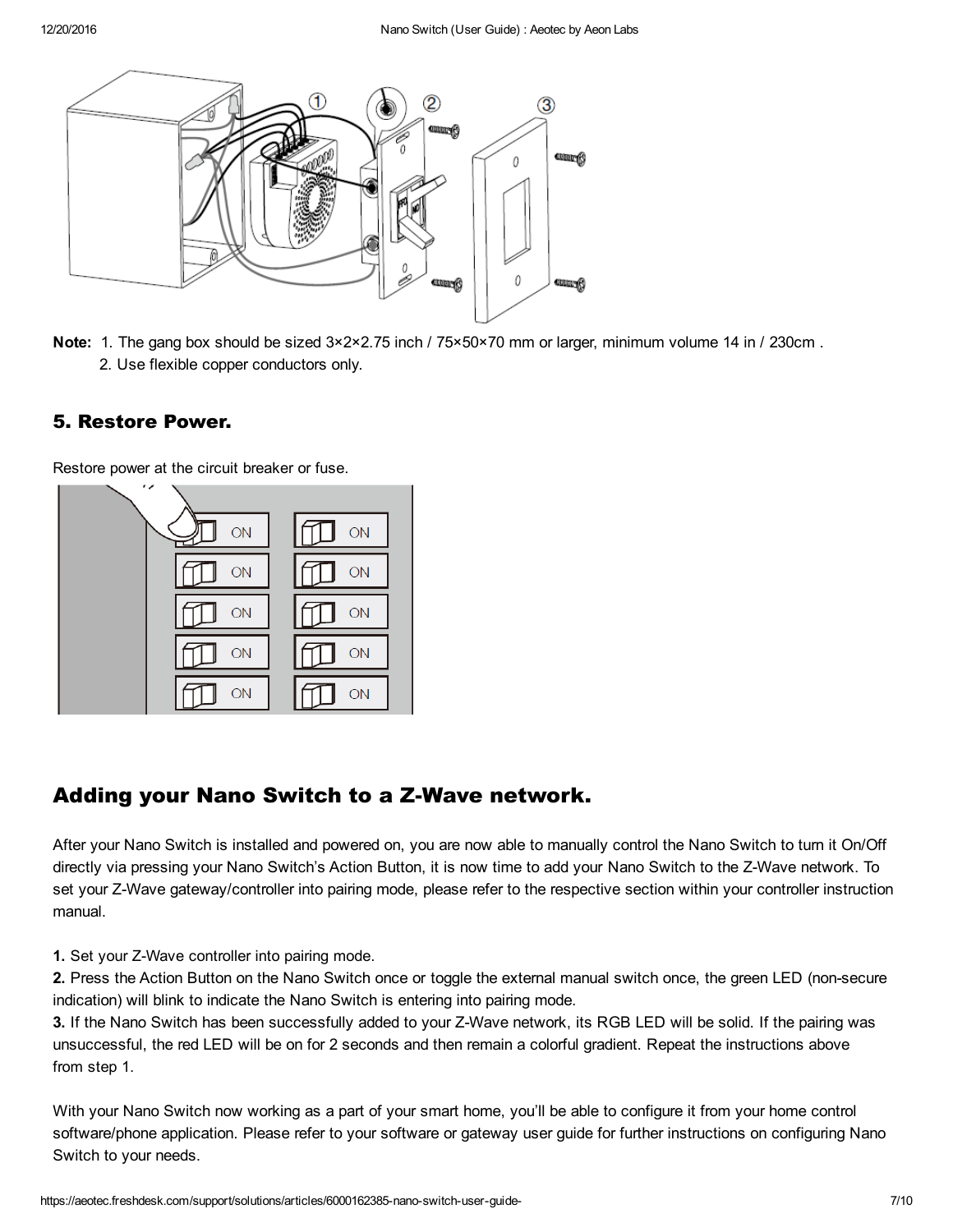**Note:** 1. The gang box should be sized 3×2×2.75 inch / 75×50×70 mm or larger, minimum volume 14 in / 230cm .

2. Use flexible copper conductors only.

### 5. Restore Power.

Restore power at the circuit breaker or fuse.

## Adding your Nano Switch to a Z-Wave network.

After your Nano Switch is installed and powered on, you are now able to manually control the Nano Switch to turn it On/Off directly via pressing your Nano Switch's Action Button, it is now time to add your Nano Switch to the Z-Wave network. To set your Z-Wave gateway/controller into pairing mode, please refer to the respective section within your controller instruction manual.

**1.** Set your Z-Wave controller into pairing mode.
**2.** Press the Action Button on the Nano Switch once or toggle the external manual switch once, the green LED (non-secure indication) will blink to indicate the Nano Switch is entering into pairing mode.
**3.** If the Nano Switch has been successfully added to your Z-Wave network, its RGB LED will be solid. If the pairing was unsuccessful, the red LED will be on for 2 seconds and then remain a colorful gradient. Repeat the instructions above from step 1.

With your Nano Switch now working as a part of your smart home, you'll be able to configure it from your home control software/phone application. Please refer to your software or gateway user guide for further instructions on configuring Nano Switch to your needs.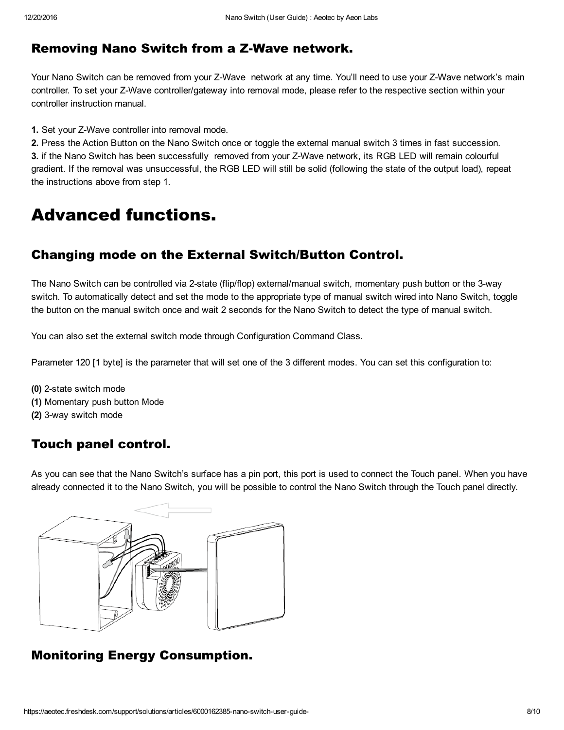## Removing Nano Switch from a Z-Wave network.

Your Nano Switch can be removed from your Z-Wave  network at any time. You'll need to use your Z-Wave network's main controller. To set your Z-Wave controller/gateway into removal mode, please refer to the respective section within your controller instruction manual.

**1.** Set your Z-Wave controller into removal mode.
**2.** Press the Action Button on the Nano Switch once or toggle the external manual switch 3 times in fast succession.
**3.** if the Nano Switch has been successfully  removed from your Z-Wave network, its RGB LED will remain colourful gradient. If the removal was unsuccessful, the RGB LED will still be solid (following the state of the output load), repeat the instructions above from step 1.

# Advanced functions.

## Changing mode on the External Switch/Button Control.

The Nano Switch can be controlled via 2-state (flip/flop) external/manual switch, momentary push button or the 3-way switch. To automatically detect and set the mode to the appropriate type of manual switch wired into Nano Switch, toggle the button on the manual switch once and wait 2 seconds for the Nano Switch to detect the type of manual switch.

You can also set the external switch mode through Configuration Command Class.

Parameter 120 [1 byte] is the parameter that will set one of the 3 different modes. You can set this configuration to:

**(0)** 2-state switch mode
**(1)** Momentary push button Mode
**(2)** 3-way switch mode

## Touch panel control.

As you can see that the Nano Switch's surface has a pin port, this port is used to connect the Touch panel. When you have already connected it to the Nano Switch, you will be possible to control the Nano Switch through the Touch panel directly.

## Monitoring Energy Consumption.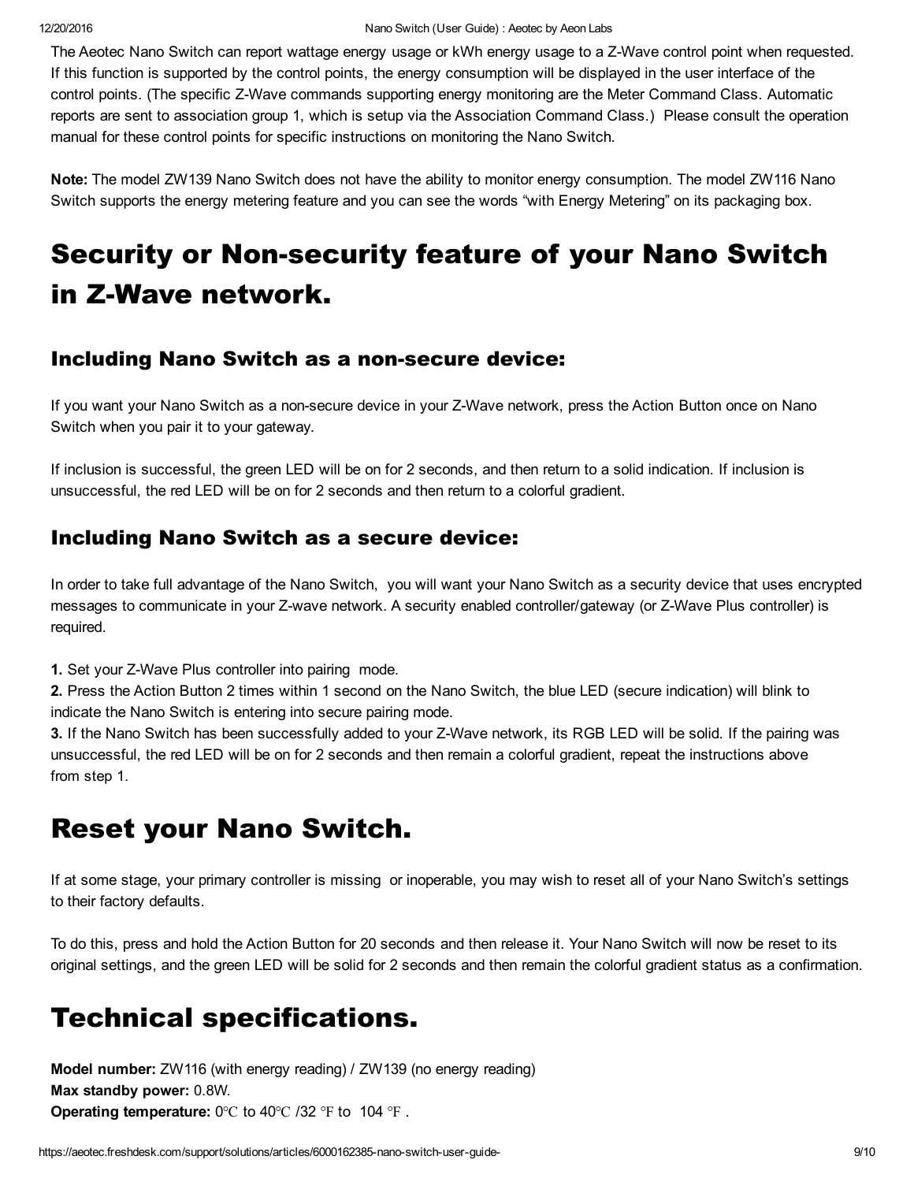The Aeotec Nano Switch can report wattage energy usage or kWh energy usage to a Z-Wave control point when requested. If this function is supported by the control points, the energy consumption will be displayed in the user interface of the control points. (The specific Z-Wave commands supporting energy monitoring are the Meter Command Class. Automatic reports are sent to association group 1, which is setup via the Association Command Class.) Please consult the operation manual for these control points for specific instructions on monitoring the Nano Switch.

**Note:** The model ZW139 Nano Switch does not have the ability to monitor energy consumption. The model ZW116 Nano Switch supports the energy metering feature and you can see the words "with Energy Metering" on its packaging box.

# Security or Non-security feature of your Nano Switch in Z-Wave network.

### Including Nano Switch as a non-secure device:

If you want your Nano Switch as a non-secure device in your Z-Wave network, press the Action Button once on Nano Switch when you pair it to your gateway.

If inclusion is successful, the green LED will be on for 2 seconds, and then return to a solid indication. If inclusion is unsuccessful, the red LED will be on for 2 seconds and then return to a colorful gradient.

### Including Nano Switch as a secure device:

In order to take full advantage of the Nano Switch, you will want your Nano Switch as a security device that uses encrypted messages to communicate in your Z-wave network. A security enabled controller/gateway (or Z-Wave Plus controller) is required.

**1.** Set your Z-Wave Plus controller into pairing mode.
**2.** Press the Action Button 2 times within 1 second on the Nano Switch, the blue LED (secure indication) will blink to indicate the Nano Switch is entering into secure pairing mode.
**3.** If the Nano Switch has been successfully added to your Z-Wave network, its RGB LED will be solid. If the pairing was unsuccessful, the red LED will be on for 2 seconds and then remain a colorful gradient, repeat the instructions above from step 1.

# Reset your Nano Switch.

If at some stage, your primary controller is missing or inoperable, you may wish to reset all of your Nano Switch's settings to their factory defaults.

To do this, press and hold the Action Button for 20 seconds and then release it. Your Nano Switch will now be reset to its original settings, and the green LED will be solid for 2 seconds and then remain the colorful gradient status as a confirmation.

# Technical specifications.

**Model number:** ZW116 (with energy reading) / ZW139 (no energy reading)
**Max standby power:** 0.8W.
**Operating temperature:** 0℃ to 40℃ /32 ℉ to 104 ℉ .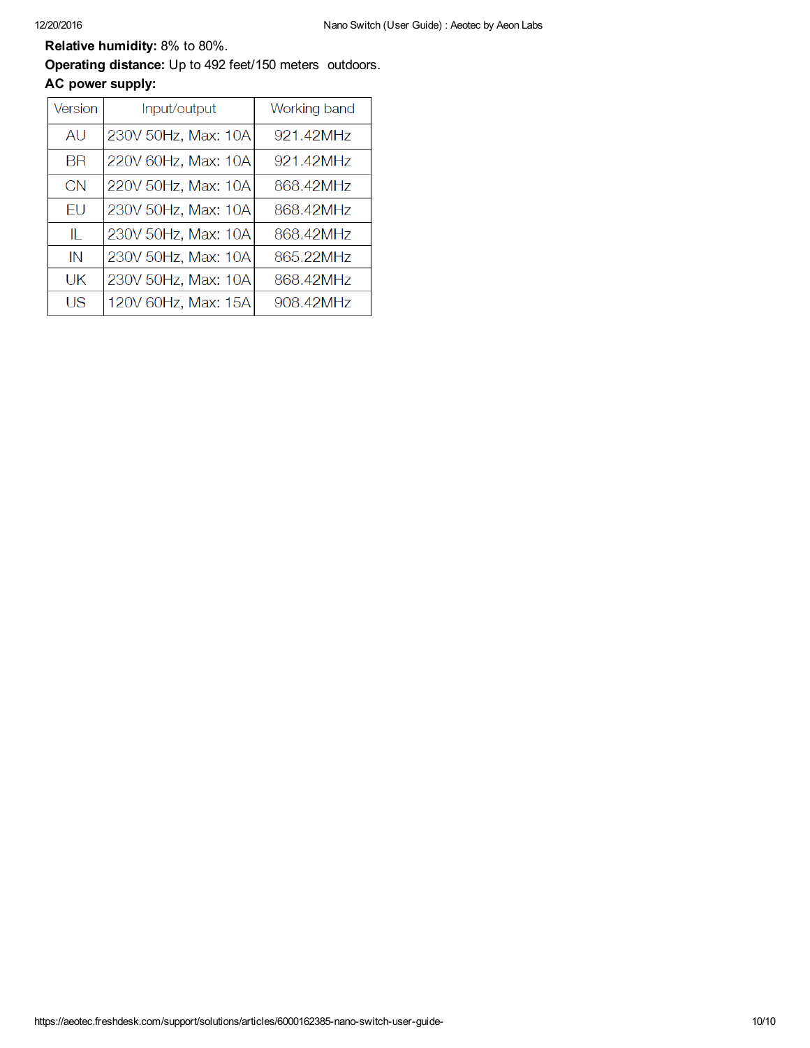**Relative humidity:** 8% to 80%.

**Operating distance:** Up to 492 feet/150 meters  outdoors.

**AC power supply:**

| Version | Input/output | Working band |
|---|---|---|
| AU | 230V 50Hz, Max: 10A | 921.42MHz |
| BR | 220V 60Hz, Max: 10A | 921.42MHz |
| CN | 220V 50Hz, Max: 10A | 868.42MHz |
| EU | 230V 50Hz, Max: 10A | 868.42MHz |
| IL | 230V 50Hz, Max: 10A | 868.42MHz |
| IN | 230V 50Hz, Max: 10A | 865.22MHz |
| UK | 230V 50Hz, Max: 10A | 868.42MHz |
| US | 120V 60Hz, Max: 15A | 908.42MHz |